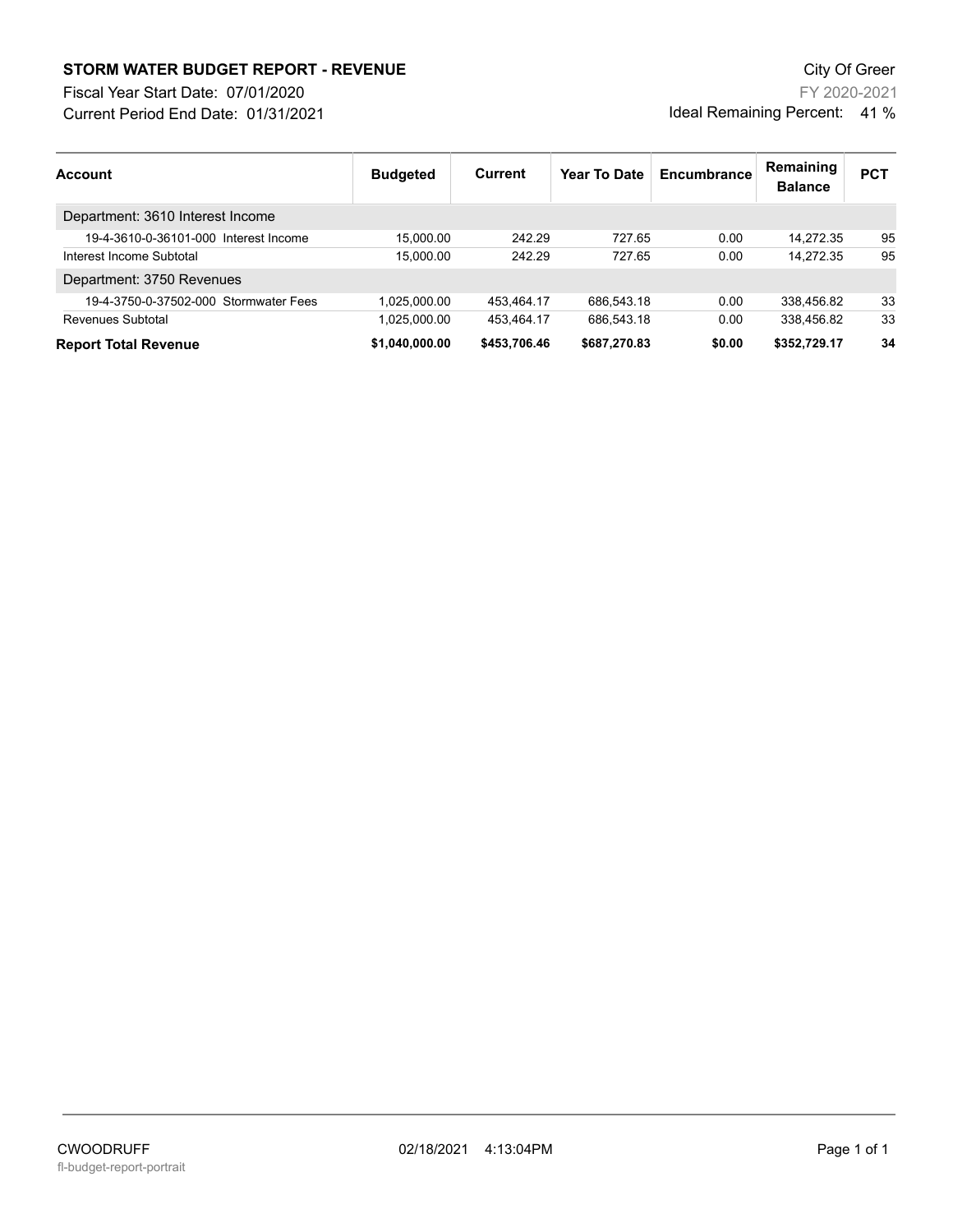# STORM WATER BUDGET REPORT - REVENUE

City Of Greer

Fiscal Year Start Date: 07/01/2020

FY 2020-2021

Current Period End Date: 01/31/2021

Ideal Remaining Percent: 41 %

| Account | Budgeted | Current | Year To Date | Encumbrance | Remaining Balance | PCT |
|---|---|---|---|---|---|---|
| Department: 3610 Interest Income | | | | | | |
| 19-4-3610-0-36101-000 Interest Income | 15,000.00 | 242.29 | 727.65 | 0.00 | 14,272.35 | 95 |
| Interest Income Subtotal | 15,000.00 | 242.29 | 727.65 | 0.00 | 14,272.35 | 95 |
| Department: 3750 Revenues | | | | | | |
| 19-4-3750-0-37502-000 Stormwater Fees | 1,025,000.00 | 453,464.17 | 686,543.18 | 0.00 | 338,456.82 | 33 |
| Revenues Subtotal | 1,025,000.00 | 453,464.17 | 686,543.18 | 0.00 | 338,456.82 | 33 |
| **Report Total Revenue** | **$1,040,000.00** | **$453,706.46** | **$687,270.83** | **$0.00** | **$352,729.17** | **34** |

CWOODRUFF

fl-budget-report-portrait

02/18/2021 4:13:04PM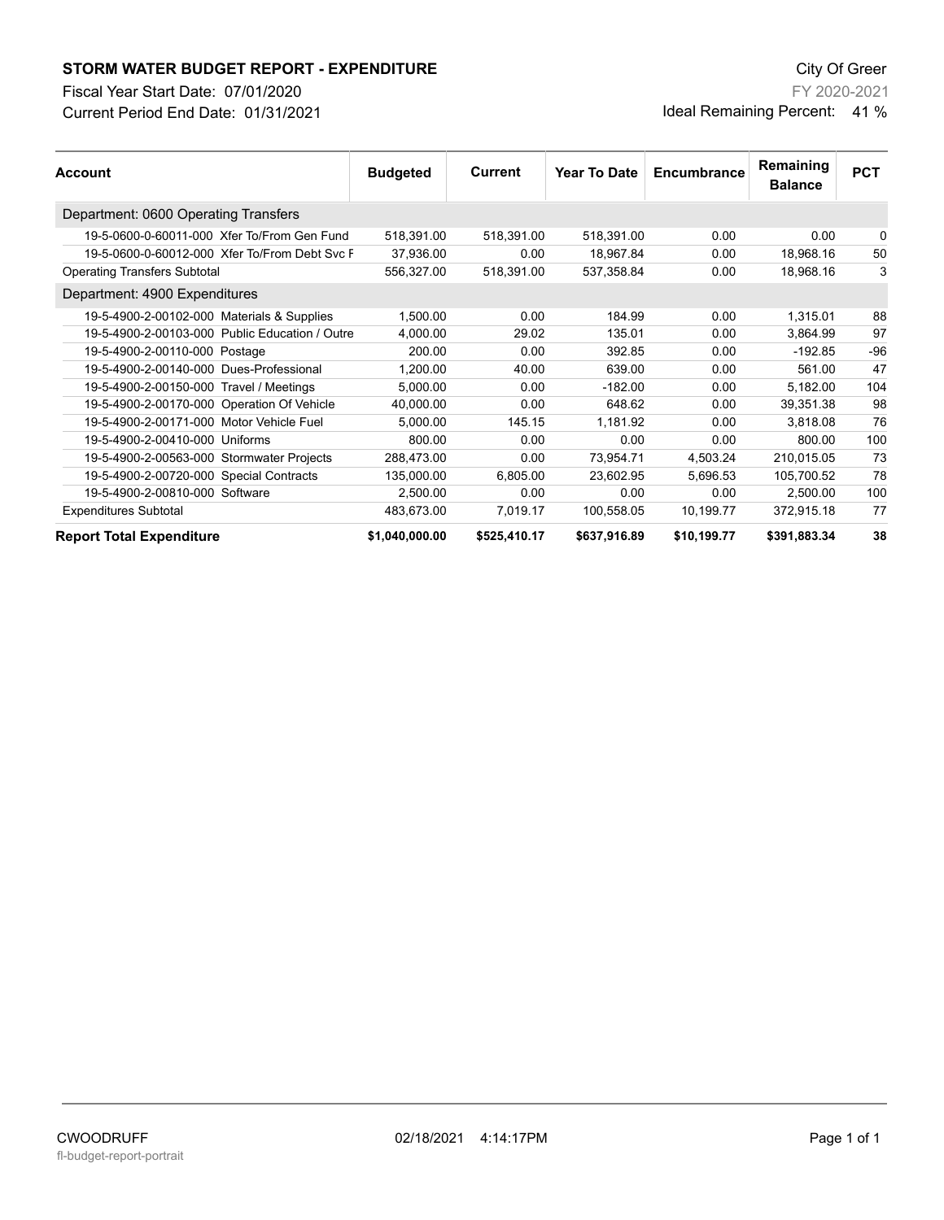**STORM WATER BUDGET REPORT - EXPENDITURE**

Fiscal Year Start Date: 07/01/2020

Current Period End Date: 01/31/2021

City Of Greer

FY 2020-2021

Ideal Remaining Percent: 41 %

| Account | Budgeted | Current | Year To Date | Encumbrance | Remaining Balance | PCT |
|---|---|---|---|---|---|---|
| Department: 0600 Operating Transfers | | | | | | |
| 19-5-0600-0-60011-000 Xfer To/From Gen Fund | 518,391.00 | 518,391.00 | 518,391.00 | 0.00 | 0.00 | 0 |
| 19-5-0600-0-60012-000 Xfer To/From Debt Svc F | 37,936.00 | 0.00 | 18,967.84 | 0.00 | 18,968.16 | 50 |
| Operating Transfers Subtotal | 556,327.00 | 518,391.00 | 537,358.84 | 0.00 | 18,968.16 | 3 |
| Department: 4900 Expenditures | | | | | | |
| 19-5-4900-2-00102-000 Materials & Supplies | 1,500.00 | 0.00 | 184.99 | 0.00 | 1,315.01 | 88 |
| 19-5-4900-2-00103-000 Public Education / Outre | 4,000.00 | 29.02 | 135.01 | 0.00 | 3,864.99 | 97 |
| 19-5-4900-2-00110-000 Postage | 200.00 | 0.00 | 392.85 | 0.00 | -192.85 | -96 |
| 19-5-4900-2-00140-000 Dues-Professional | 1,200.00 | 40.00 | 639.00 | 0.00 | 561.00 | 47 |
| 19-5-4900-2-00150-000 Travel / Meetings | 5,000.00 | 0.00 | -182.00 | 0.00 | 5,182.00 | 104 |
| 19-5-4900-2-00170-000 Operation Of Vehicle | 40,000.00 | 0.00 | 648.62 | 0.00 | 39,351.38 | 98 |
| 19-5-4900-2-00171-000 Motor Vehicle Fuel | 5,000.00 | 145.15 | 1,181.92 | 0.00 | 3,818.08 | 76 |
| 19-5-4900-2-00410-000 Uniforms | 800.00 | 0.00 | 0.00 | 0.00 | 800.00 | 100 |
| 19-5-4900-2-00563-000 Stormwater Projects | 288,473.00 | 0.00 | 73,954.71 | 4,503.24 | 210,015.05 | 73 |
| 19-5-4900-2-00720-000 Special Contracts | 135,000.00 | 6,805.00 | 23,602.95 | 5,696.53 | 105,700.52 | 78 |
| 19-5-4900-2-00810-000 Software | 2,500.00 | 0.00 | 0.00 | 0.00 | 2,500.00 | 100 |
| Expenditures Subtotal | 483,673.00 | 7,019.17 | 100,558.05 | 10,199.77 | 372,915.18 | 77 |
| **Report Total Expenditure** | **$1,040,000.00** | **$525,410.17** | **$637,916.89** | **$10,199.77** | **$391,883.34** | **38** |

CWOODRUFF 02/18/2021 4:14:17PM

fl-budget-report-portrait